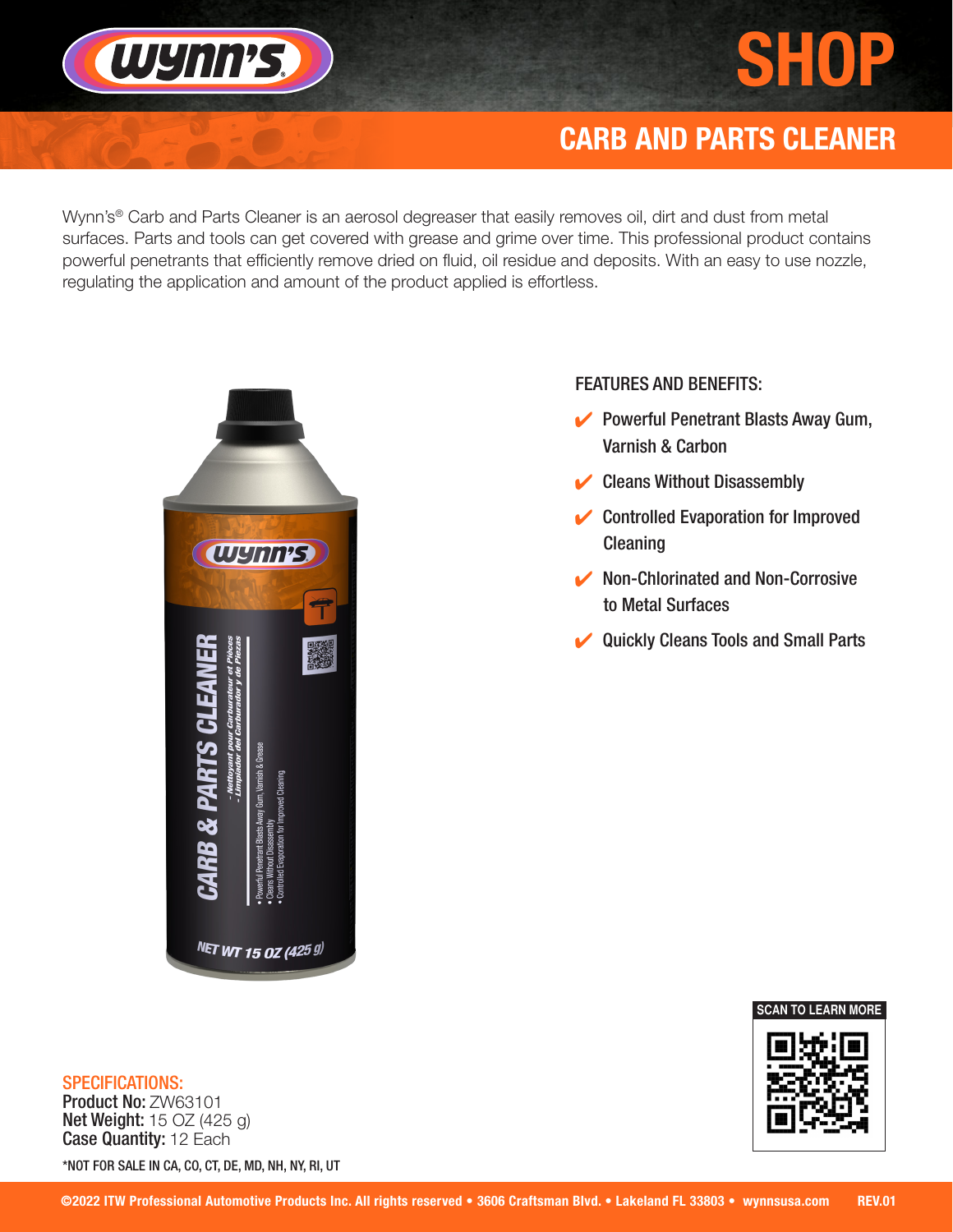# SHOP

## CARB AND PARTS CLEANER

Wynn's® Carb and Parts Cleaner is an aerosol degreaser that easily removes oil, dirt and dust from metal surfaces. Parts and tools can get covered with grease and grime over time. This professional product contains powerful penetrants that efficiently remove dried on fluid, oil residue and deposits. With an easy to use nozzle, regulating the application and amount of the product applied is effortless.

FEATURES AND BENEFITS:

- ✔ Powerful Penetrant Blasts Away Gum, Varnish & Carbon
- ✔ Cleans Without Disassembly
- ✔ Controlled Evaporation for Improved Cleaning
- ✔ Non-Chlorinated and Non-Corrosive to Metal Surfaces
- ✔ Quickly Cleans Tools and Small Parts

SCAN TO LEARN MORE

SPECIFICATIONS:

**Product No:** ZW63101
**Net Weight:** 15 OZ (425 g)
**Case Quantity:** 12 Each

*NOT FOR SALE IN CA, CO, CT, DE, MD, NH, NY, RI, UT

©2022 ITW Professional Automotive Products Inc. All rights reserved • 3606 Craftsman Blvd. • Lakeland FL 33803 • wynnsusa.com REV.01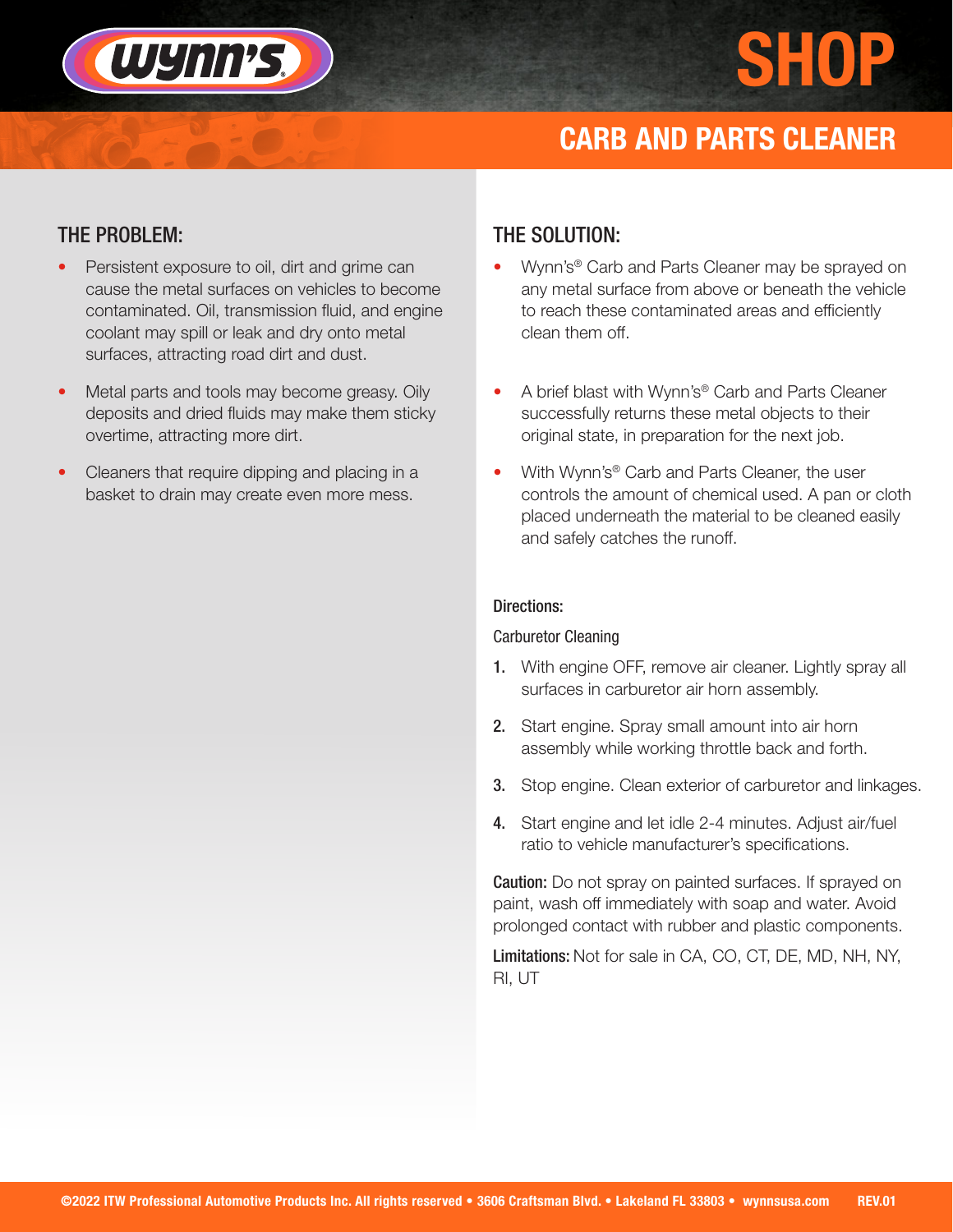# SHOP

## CARB AND PARTS CLEANER

### THE PROBLEM:

- Persistent exposure to oil, dirt and grime can cause the metal surfaces on vehicles to become contaminated. Oil, transmission fluid, and engine coolant may spill or leak and dry onto metal surfaces, attracting road dirt and dust.
- Metal parts and tools may become greasy. Oily deposits and dried fluids may make them sticky overtime, attracting more dirt.
- Cleaners that require dipping and placing in a basket to drain may create even more mess.

### THE SOLUTION:

- Wynn's® Carb and Parts Cleaner may be sprayed on any metal surface from above or beneath the vehicle to reach these contaminated areas and efficiently clean them off.
- A brief blast with Wynn's® Carb and Parts Cleaner successfully returns these metal objects to their original state, in preparation for the next job.
- With Wynn's® Carb and Parts Cleaner, the user controls the amount of chemical used. A pan or cloth placed underneath the material to be cleaned easily and safely catches the runoff.

#### Directions:

Carburetor Cleaning

1. With engine OFF, remove air cleaner. Lightly spray all surfaces in carburetor air horn assembly.
2. Start engine. Spray small amount into air horn assembly while working throttle back and forth.
3. Stop engine. Clean exterior of carburetor and linkages.
4. Start engine and let idle 2-4 minutes. Adjust air/fuel ratio to vehicle manufacturer's specifications.

**Caution:** Do not spray on painted surfaces. If sprayed on paint, wash off immediately with soap and water. Avoid prolonged contact with rubber and plastic components.

**Limitations:** Not for sale in CA, CO, CT, DE, MD, NH, NY, RI, UT

©2022 ITW Professional Automotive Products Inc. All rights reserved • 3606 Craftsman Blvd. • Lakeland FL 33803 • wynnsusa.com REV.01